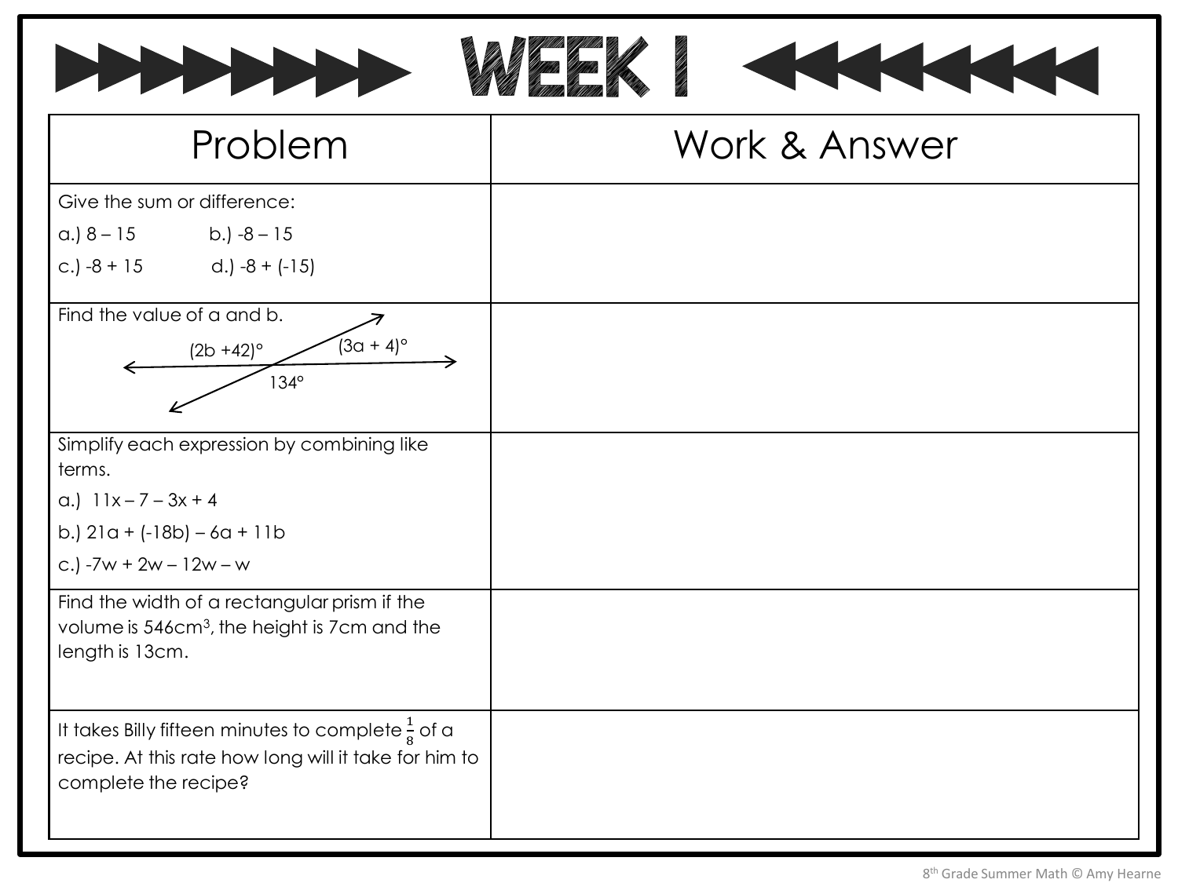# WEEK 1

| Problem | Work & Answer |
| --- | --- |
| Give the sum or difference:<br>a.) $8 - 15$ b.) $-8 - 15$<br>c.) $-8 + 15$ d.) $-8 + (-15)$ | |
| Find the value of a and b.<br>$(2b + 42)°$ $(3a + 4)°$<br>$134°$ | |
| Simplify each expression by combining like terms.<br>a.) $11x - 7 - 3x + 4$<br>b.) $21a + (-18b) - 6a + 11b$<br>c.) $-7w + 2w - 12w - w$ | |
| Find the width of a rectangular prism if the volume is $546\text{cm}^3$, the height is 7cm and the length is 13cm. | |
| It takes Billy fifteen minutes to complete $\frac{1}{8}$ of a recipe. At this rate how long will it take for him to complete the recipe? | |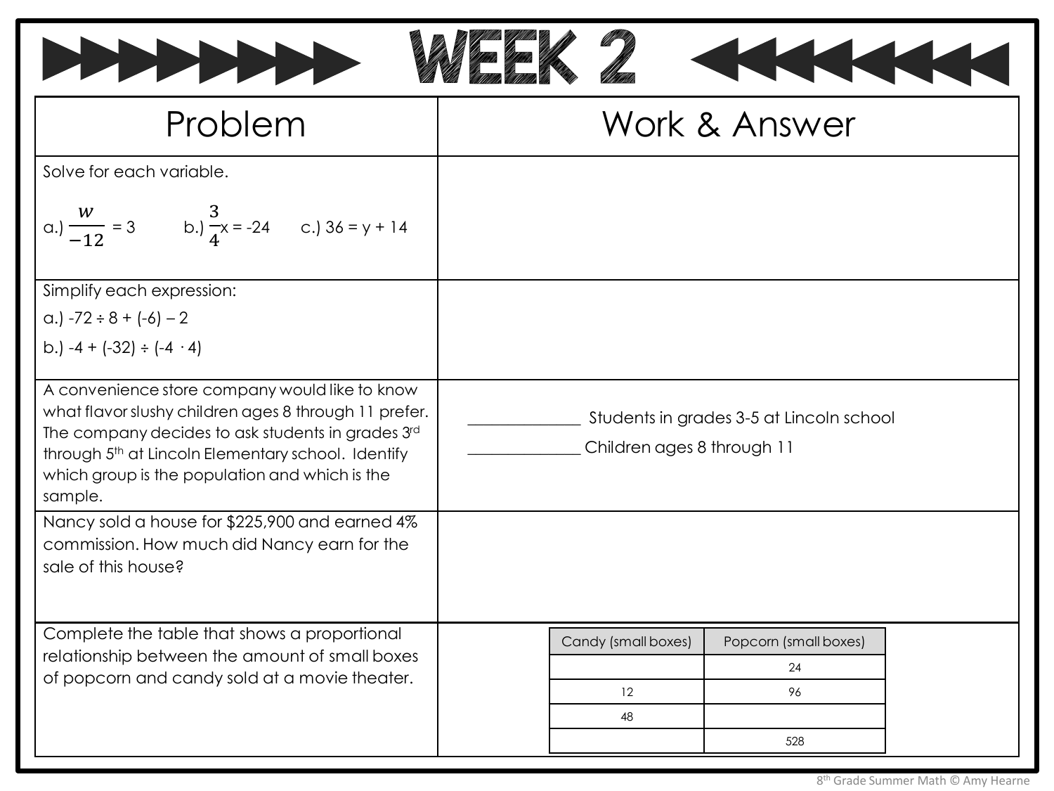# WEEK 2

| Problem | Work & Answer |
|---|---|
| Solve for each variable.<br><br>a.) $\frac{w}{-12} = 3$ b.) $\frac{3}{4}x = -24$ c.) $36 = y + 14$ | |
| Simplify each expression:<br>a.) $-72 \div 8 + (-6) - 2$<br>b.) $-4 + (-32) \div (-4 \cdot 4)$ | |
| A convenience store company would like to know what flavor slushy children ages 8 through 11 prefer. The company decides to ask students in grades 3rd through 5th at Lincoln Elementary school. Identify which group is the population and which is the sample. | ______________ Students in grades 3-5 at Lincoln school<br><br>______________ Children ages 8 through 11 |
| Nancy sold a house for $225,900 and earned 4% commission. How much did Nancy earn for the sale of this house? | |
| Complete the table that shows a proportional relationship between the amount of small boxes of popcorn and candy sold at a movie theater. | (see table below) |

| Candy (small boxes) | Popcorn (small boxes) |
|---|---|
| | 24 |
| 12 | 96 |
| 48 | |
| | 528 |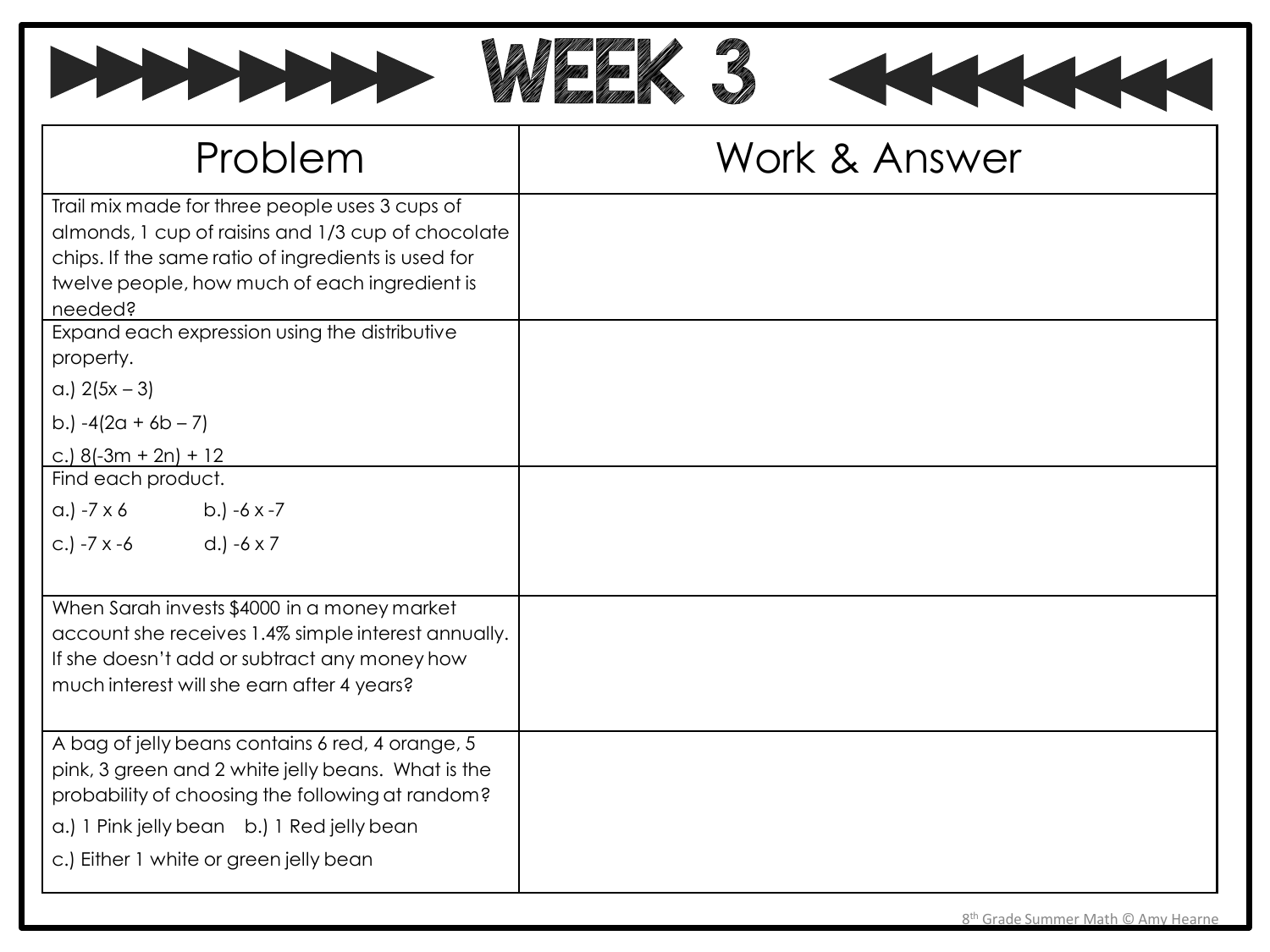# WEEK 3

| Problem | Work & Answer |
| --- | --- |
| Trail mix made for three people uses 3 cups of almonds, 1 cup of raisins and 1/3 cup of chocolate chips. If the same ratio of ingredients is used for twelve people, how much of each ingredient is needed? | |
| Expand each expression using the distributive property.<br>a.) $2(5x - 3)$<br>b.) $-4(2a + 6b - 7)$<br>c.) $8(-3m + 2n) + 12$ | |
| Find each product.<br>a.) $-7 \times 6$ b.) $-6 \times -7$<br>c.) $-7 \times -6$ d.) $-6 \times 7$ | |
| When Sarah invests $4000 in a money market account she receives 1.4% simple interest annually. If she doesn't add or subtract any money how much interest will she earn after 4 years? | |
| A bag of jelly beans contains 6 red, 4 orange, 5 pink, 3 green and 2 white jelly beans. What is the probability of choosing the following at random?<br>a.) 1 Pink jelly bean b.) 1 Red jelly bean<br>c.) Either 1 white or green jelly bean | |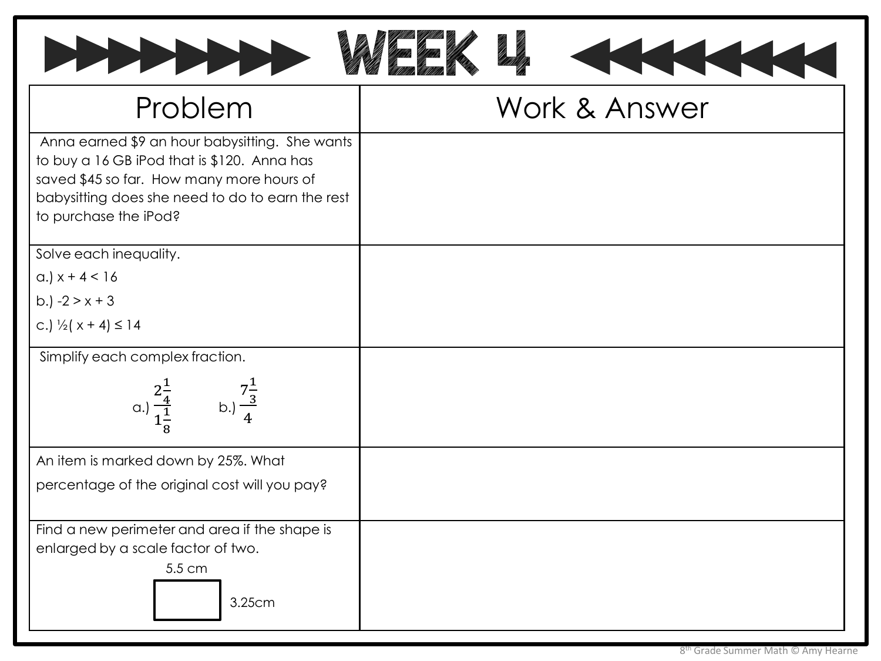# WEEK 4

| Problem | Work & Answer |
|---|---|
| Anna earned \$9 an hour babysitting. She wants to buy a 16 GB iPod that is \$120. Anna has saved \$45 so far. How many more hours of babysitting does she need to do to earn the rest to purchase the iPod? | |
| Solve each inequality.<br>a.) $x + 4 < 16$<br>b.) $-2 > x + 3$<br>c.) $\frac{1}{2}(x + 4) \leq 14$ | |
| Simplify each complex fraction.<br>a.) $\dfrac{2\frac{1}{4}}{1\frac{1}{8}}$ b.) $\dfrac{7\frac{1}{3}}{4}$ | |
| An item is marked down by 25%. What percentage of the original cost will you pay? | |
| Find a new perimeter and area if the shape is enlarged by a scale factor of two.<br>5.5 cm<br>3.25cm | |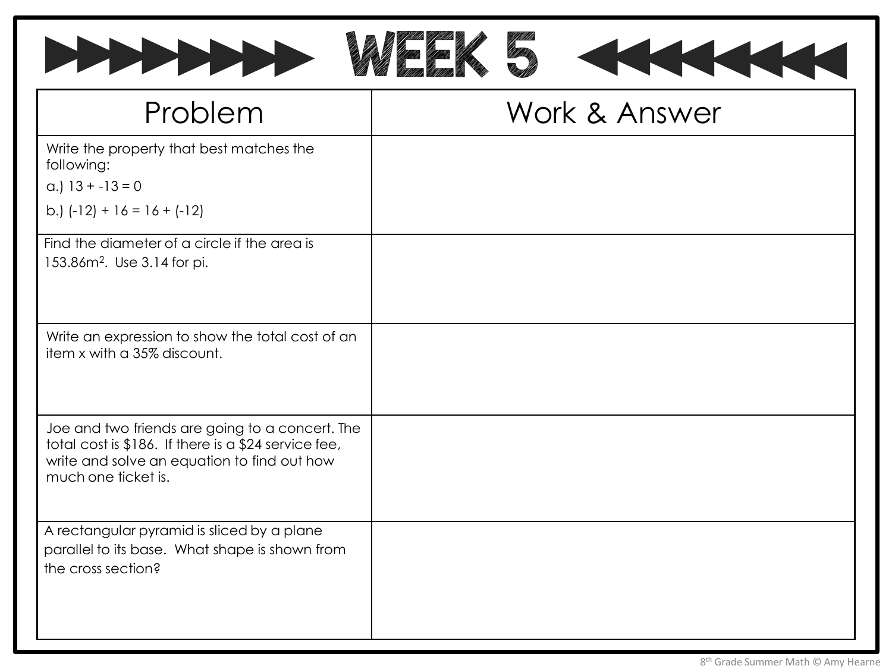# WEEK 5

| Problem | Work & Answer |
|---|---|
| Write the property that best matches the following:<br>a.) 13 + -13 = 0<br>b.) (-12) + 16 = 16 + (-12) | |
| Find the diameter of a circle if the area is 153.86m$^2$. Use 3.14 for pi. | |
| Write an expression to show the total cost of an item x with a 35% discount. | |
| Joe and two friends are going to a concert. The total cost is $186. If there is a $24 service fee, write and solve an equation to find out how much one ticket is. | |
| A rectangular pyramid is sliced by a plane parallel to its base. What shape is shown from the cross section? | |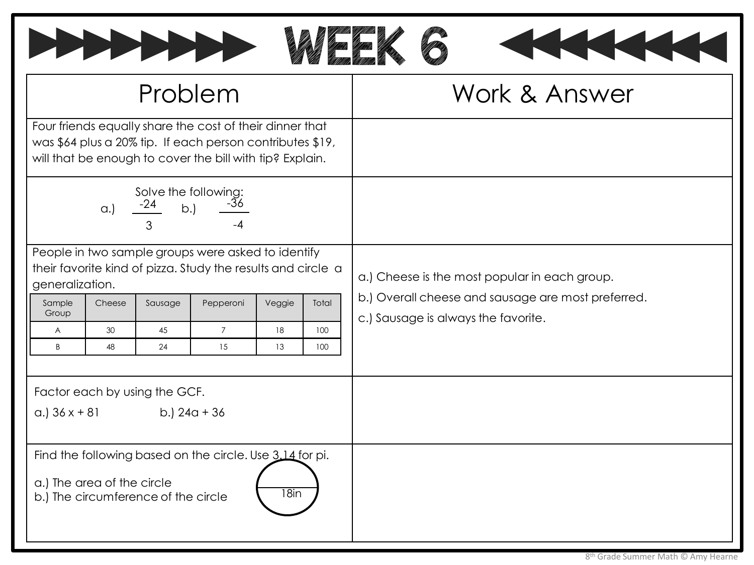# WEEK 6

| Problem | Work & Answer |
| --- | --- |
| Four friends equally share the cost of their dinner that was \$64 plus a 20% tip. If each person contributes \$19, will that be enough to cover the bill with tip? Explain. | |
| Solve the following: a.) $\frac{-24}{3}$ b.) $\frac{-36}{-4}$ | |
| People in two sample groups were asked to identify their favorite kind of pizza. Study the results and circle a generalization. | a.) Cheese is the most popular in each group.<br>b.) Overall cheese and sausage are most preferred.<br>c.) Sausage is always the favorite. |
| Factor each by using the GCF.<br>a.) $36x + 81$ b.) $24a + 36$ | |
| Find the following based on the circle. Use 3.14 for pi.<br>a.) The area of the circle<br>b.) The circumference of the circle<br>18in | |

| Sample Group | Cheese | Sausage | Pepperoni | Veggie | Total |
| --- | --- | --- | --- | --- | --- |
| A | 30 | 45 | 7 | 18 | 100 |
| B | 48 | 24 | 15 | 13 | 100 |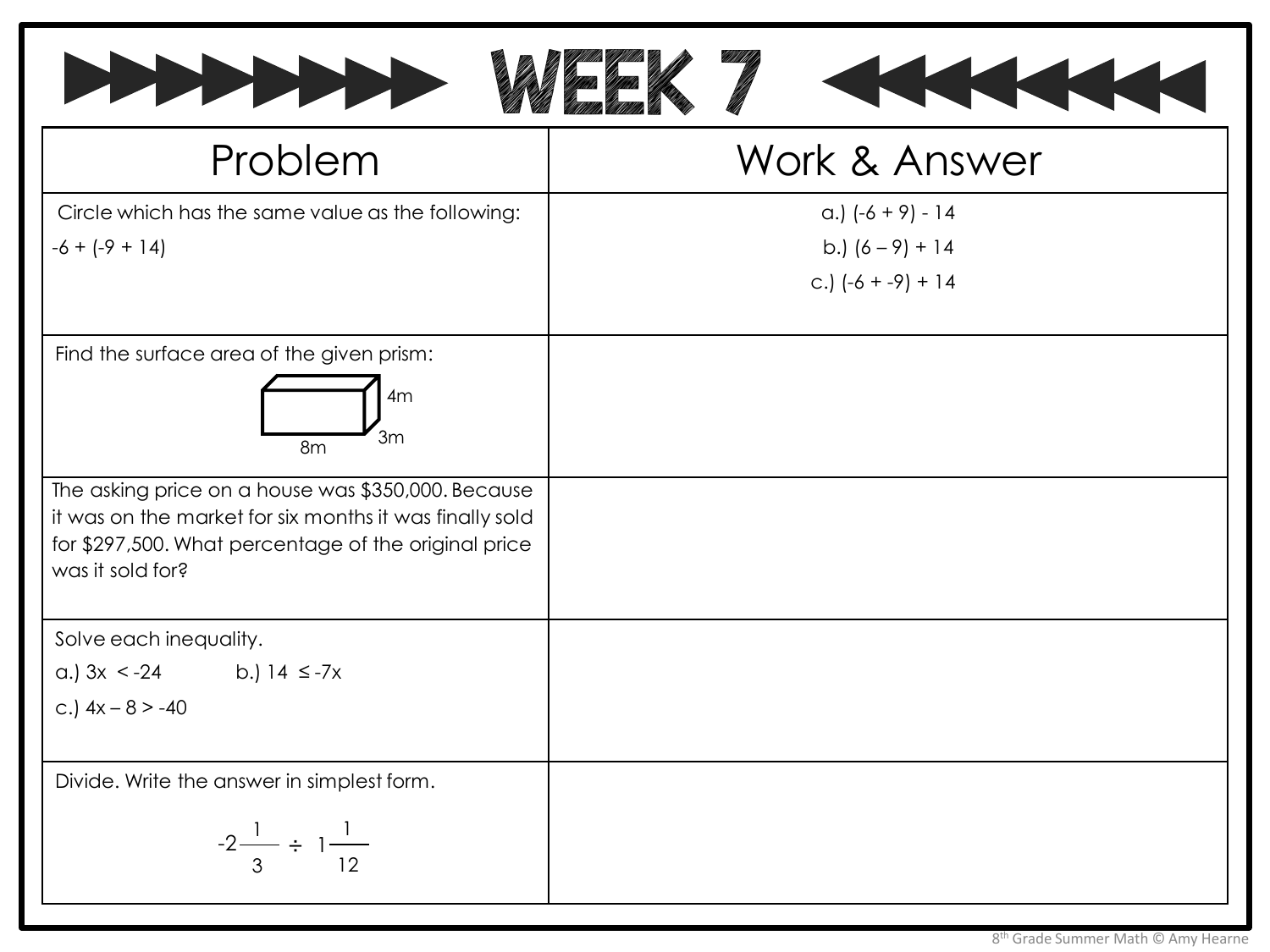# WEEK 7

| Problem | Work & Answer |
|---|---|
| Circle which has the same value as the following: <br> $-6 + (-9 + 14)$ | a.) $(-6 + 9) - 14$ <br> b.) $(6 - 9) + 14$ <br> c.) $(-6 + -9) + 14$ |
| Find the surface area of the given prism: <br> 4m <br> 3m <br> 8m | |
| The asking price on a house was $350,000. Because it was on the market for six months it was finally sold for $297,500. What percentage of the original price was it sold for? | |
| Solve each inequality. <br> a.) $3x < -24$ b.) $14 \leq -7x$ <br> c.) $4x - 8 > -40$ | |
| Divide. Write the answer in simplest form. <br> $-2\frac{1}{3} \div 1\frac{1}{12}$ | |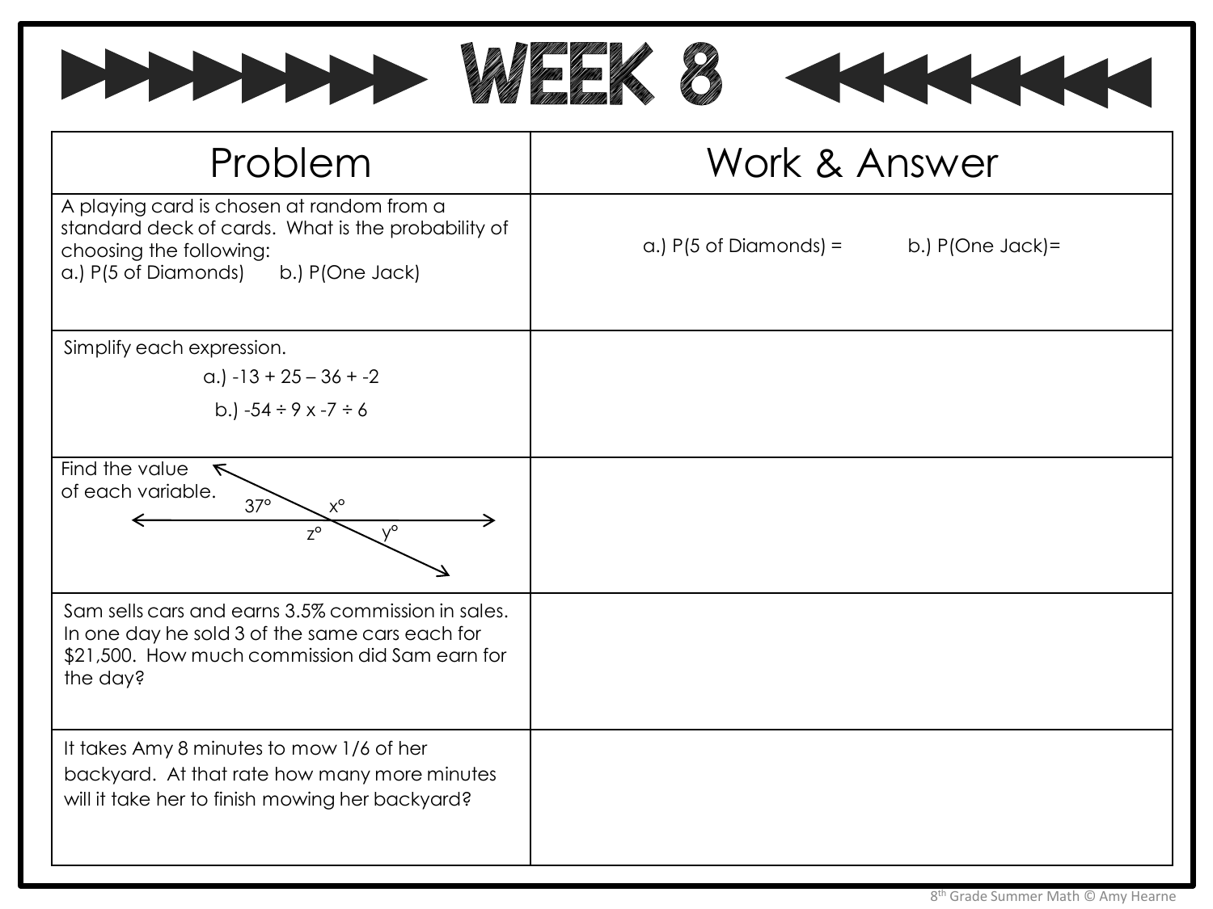# WEEK 8

| Problem | Work & Answer |
|---|---|
| A playing card is chosen at random from a standard deck of cards. What is the probability of choosing the following:<br>a.) P(5 of Diamonds) b.) P(One Jack) | a.) P(5 of Diamonds) = b.) P(One Jack)= |
| Simplify each expression.<br>a.) $-13 + 25 - 36 + -2$<br>b.) $-54 \div 9 \times -7 \div 6$ | |
| Find the value of each variable.<br>37° x°<br>z° y° | |
| Sam sells cars and earns 3.5% commission in sales. In one day he sold 3 of the same cars each for $21,500. How much commission did Sam earn for the day? | |
| It takes Amy 8 minutes to mow 1/6 of her backyard. At that rate how many more minutes will it take her to finish mowing her backyard? | |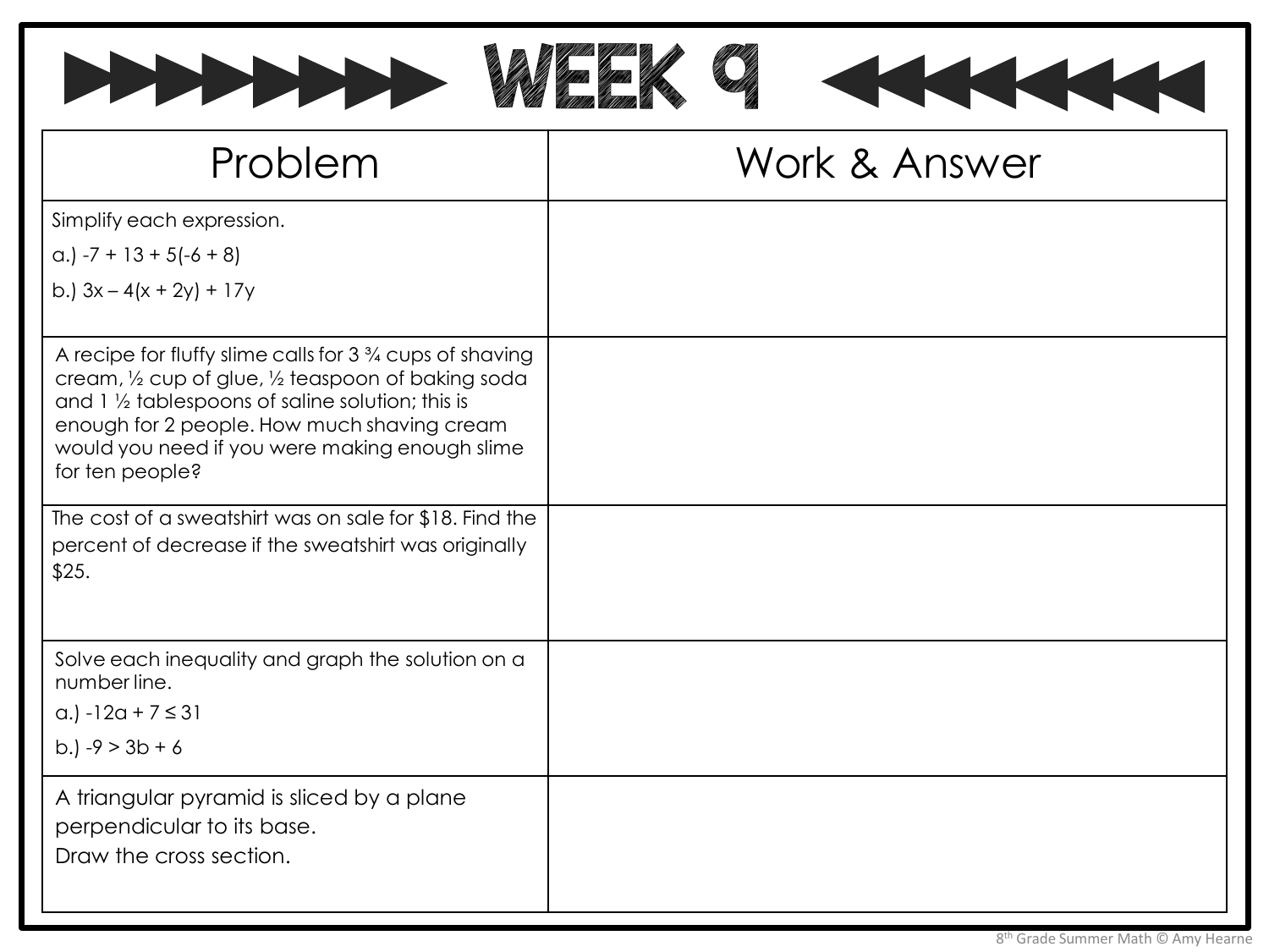# WEEK 9

| Problem | Work & Answer |
| --- | --- |
| Simplify each expression.<br>a.) $-7 + 13 + 5(-6 + 8)$<br>b.) $3x - 4(x + 2y) + 17y$ | |
| A recipe for fluffy slime calls for 3 ¾ cups of shaving cream, ½ cup of glue, ½ teaspoon of baking soda and 1 ½ tablespoons of saline solution; this is enough for 2 people. How much shaving cream would you need if you were making enough slime for ten people? | |
| The cost of a sweatshirt was on sale for $18. Find the percent of decrease if the sweatshirt was originally $25. | |
| Solve each inequality and graph the solution on a number line.<br>a.) $-12a + 7 \leq 31$<br>b.) $-9 > 3b + 6$ | |
| A triangular pyramid is sliced by a plane perpendicular to its base.<br>Draw the cross section. | |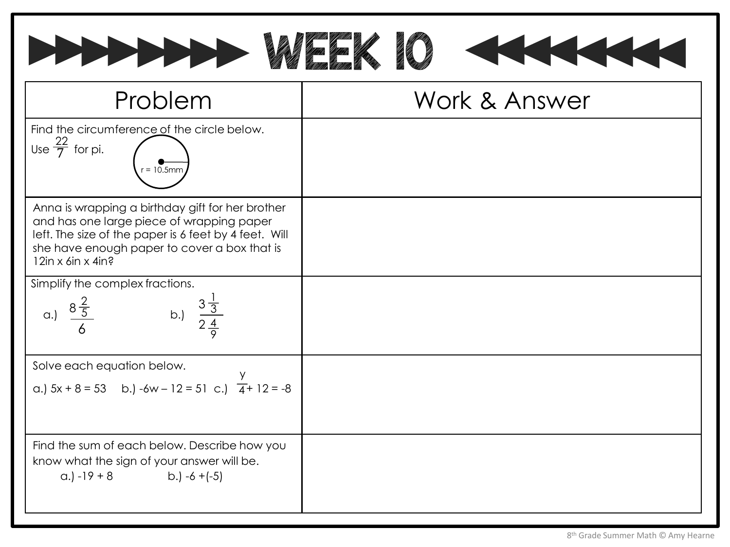# WEEK 10

| Problem | Work & Answer |
|---|---|
| Find the circumference of the circle below. Use $\frac{22}{7}$ for pi. r = 10.5mm | |
| Anna is wrapping a birthday gift for her brother and has one large piece of wrapping paper left. The size of the paper is 6 feet by 4 feet. Will she have enough paper to cover a box that is 12in x 6in x 4in? | |
| Simplify the complex fractions. a.) $\frac{8\frac{2}{5}}{6}$ b.) $\frac{3\frac{1}{3}}{2\frac{4}{9}}$ | |
| Solve each equation below. a.) $5x + 8 = 53$ b.) $-6w - 12 = 51$ c.) $\frac{y}{4} + 12 = -8$ | |
| Find the sum of each below. Describe how you know what the sign of your answer will be. a.) $-19 + 8$ b.) $-6 + (-5)$ | |